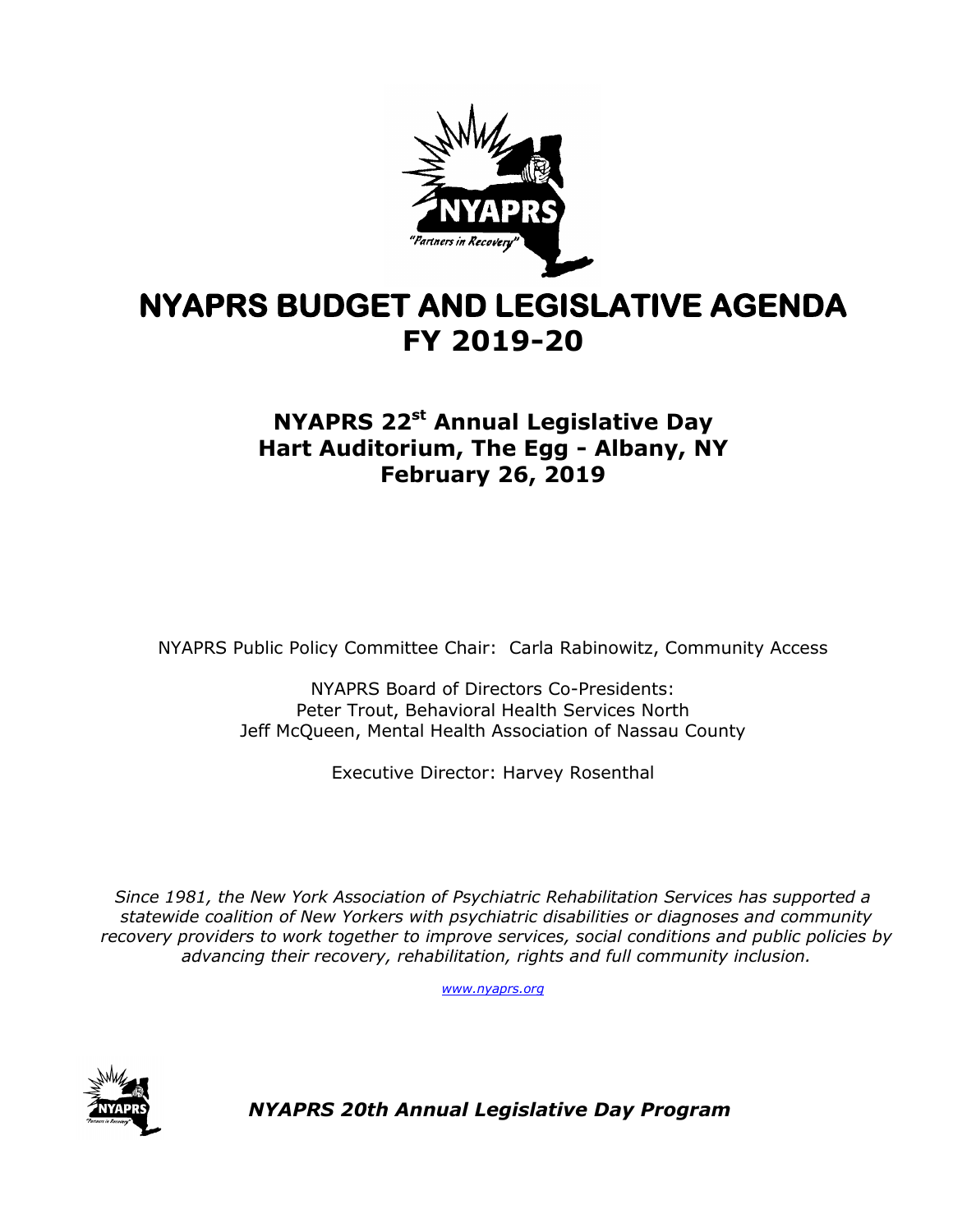# NYAPRS BUDGET AND LEGISLATIVE AGENDA
# FY 2019-20

## NYAPRS 22st Annual Legislative Day
## Hart Auditorium, The Egg - Albany, NY
## February 26, 2019

NYAPRS Public Policy Committee Chair: Carla Rabinowitz, Community Access

NYAPRS Board of Directors Co-Presidents:
Peter Trout, Behavioral Health Services North
Jeff McQueen, Mental Health Association of Nassau County

Executive Director: Harvey Rosenthal

*Since 1981, the New York Association of Psychiatric Rehabilitation Services has supported a statewide coalition of New Yorkers with psychiatric disabilities or diagnoses and community recovery providers to work together to improve services, social conditions and public policies by advancing their recovery, rehabilitation, rights and full community inclusion.*

www.nyaprs.org

***NYAPRS 20th Annual Legislative Day Program***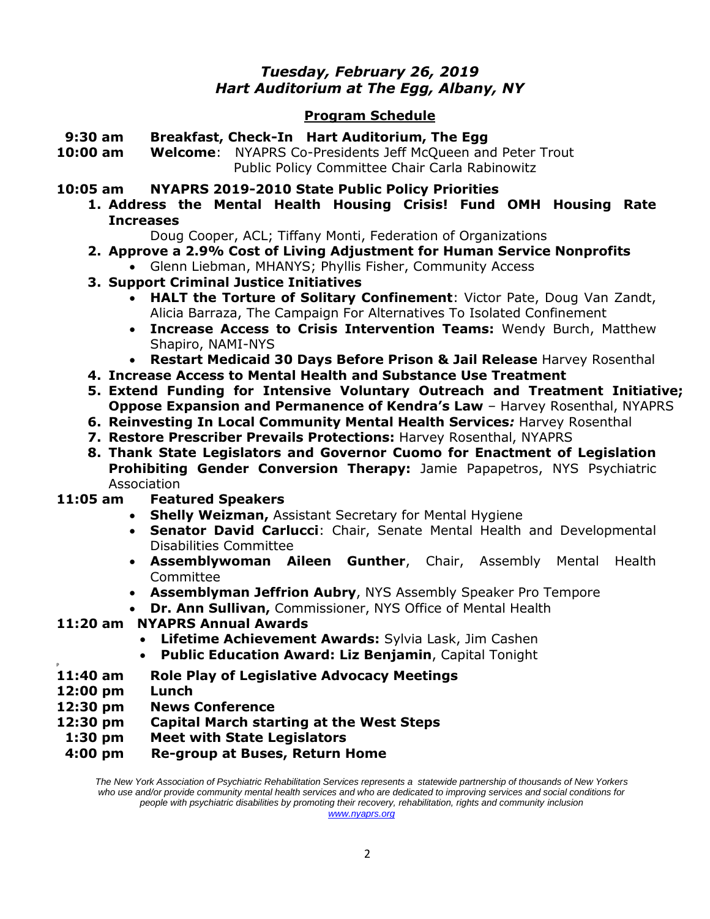*Tuesday, February 26, 2019*
*Hart Auditorium at The Egg, Albany, NY*

## Program Schedule

**9:30 am** **Breakfast, Check-In Hart Auditorium, The Egg**

**10:00 am** **Welcome**: NYAPRS Co-Presidents Jeff McQueen and Peter Trout
Public Policy Committee Chair Carla Rabinowitz

**10:05 am** **NYAPRS 2019-2010 State Public Policy Priorities**

1. **Address the Mental Health Housing Crisis! Fund OMH Housing Rate Increases**
   Doug Cooper, ACL; Tiffany Monti, Federation of Organizations
2. **Approve a 2.9% Cost of Living Adjustment for Human Service Nonprofits**
   - Glenn Liebman, MHANYS; Phyllis Fisher, Community Access
3. **Support Criminal Justice Initiatives**
   - **HALT the Torture of Solitary Confinement**: Victor Pate, Doug Van Zandt, Alicia Barraza, The Campaign For Alternatives To Isolated Confinement
   - **Increase Access to Crisis Intervention Teams:** Wendy Burch, Matthew Shapiro, NAMI-NYS
   - **Restart Medicaid 30 Days Before Prison & Jail Release** Harvey Rosenthal
4. **Increase Access to Mental Health and Substance Use Treatment**
5. **Extend Funding for Intensive Voluntary Outreach and Treatment Initiative; Oppose Expansion and Permanence of Kendra's Law** – Harvey Rosenthal, NYAPRS
6. **Reinvesting In Local Community Mental Health Services*:*** Harvey Rosenthal
7. **Restore Prescriber Prevails Protections:** Harvey Rosenthal, NYAPRS
8. **Thank State Legislators and Governor Cuomo for Enactment of Legislation Prohibiting Gender Conversion Therapy:** Jamie Papapetros, NYS Psychiatric Association

**11:05 am** **Featured Speakers**

- **Shelly Weizman,** Assistant Secretary for Mental Hygiene
- **Senator David Carlucci**: Chair, Senate Mental Health and Developmental Disabilities Committee
- **Assemblywoman Aileen Gunther**, Chair, Assembly Mental Health Committee
- **Assemblyman Jeffrion Aubry**, NYS Assembly Speaker Pro Tempore
- **Dr. Ann Sullivan,** Commissioner, NYS Office of Mental Health

**11:20 am** **NYAPRS Annual Awards**

- **Lifetime Achievement Awards:** Sylvia Lask, Jim Cashen
- **Public Education Award: Liz Benjamin**, Capital Tonight

**11:40 am** **Role Play of Legislative Advocacy Meetings**

**12:00 pm** **Lunch**

**12:30 pm** **News Conference**

**12:30 pm** **Capital March starting at the West Steps**

**1:30 pm** **Meet with State Legislators**

**4:00 pm** **Re-group at Buses, Return Home**

*The New York Association of Psychiatric Rehabilitation Services represents a statewide partnership of thousands of New Yorkers who use and/or provide community mental health services and who are dedicated to improving services and social conditions for people with psychiatric disabilities by promoting their recovery, rehabilitation, rights and community inclusion*
*www.nyaprs.org*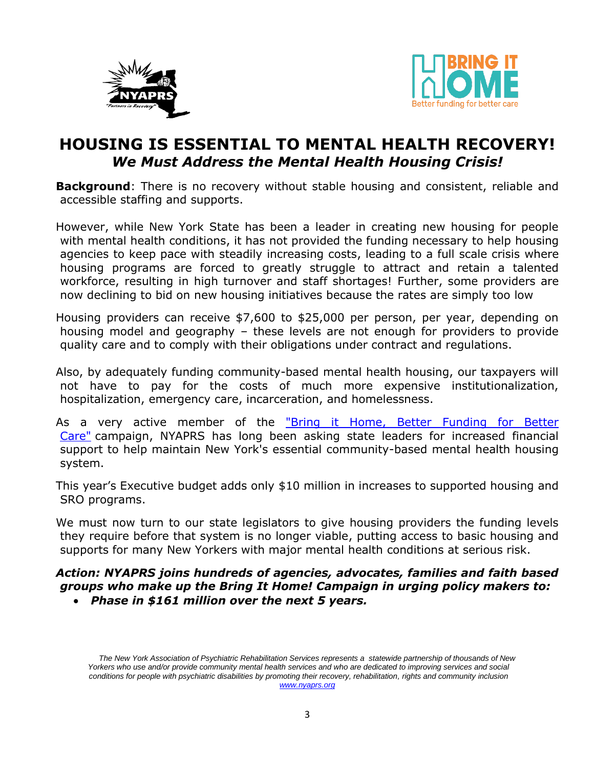# HOUSING IS ESSENTIAL TO MENTAL HEALTH RECOVERY!

## *We Must Address the Mental Health Housing Crisis!*

**Background**: There is no recovery without stable housing and consistent, reliable and accessible staffing and supports.

However, while New York State has been a leader in creating new housing for people with mental health conditions, it has not provided the funding necessary to help housing agencies to keep pace with steadily increasing costs, leading to a full scale crisis where housing programs are forced to greatly struggle to attract and retain a talented workforce, resulting in high turnover and staff shortages! Further, some providers are now declining to bid on new housing initiatives because the rates are simply too low

Housing providers can receive $7,600 to $25,000 per person, per year, depending on housing model and geography – these levels are not enough for providers to provide quality care and to comply with their obligations under contract and regulations.

Also, by adequately funding community-based mental health housing, our taxpayers will not have to pay for the costs of much more expensive institutionalization, hospitalization, emergency care, incarceration, and homelessness.

As a very active member of the "Bring it Home, Better Funding for Better Care" campaign, NYAPRS has long been asking state leaders for increased financial support to help maintain New York's essential community-based mental health housing system.

This year's Executive budget adds only $10 million in increases to supported housing and SRO programs.

We must now turn to our state legislators to give housing providers the funding levels they require before that system is no longer viable, putting access to basic housing and supports for many New Yorkers with major mental health conditions at serious risk.

***Action: NYAPRS joins hundreds of agencies, advocates, families and faith based groups who make up the Bring It Home! Campaign in urging policy makers to:***

- ***Phase in $161 million over the next 5 years.***

*The New York Association of Psychiatric Rehabilitation Services represents a statewide partnership of thousands of New Yorkers who use and/or provide community mental health services and who are dedicated to improving services and social conditions for people with psychiatric disabilities by promoting their recovery, rehabilitation, rights and community inclusion*
*www.nyaprs.org*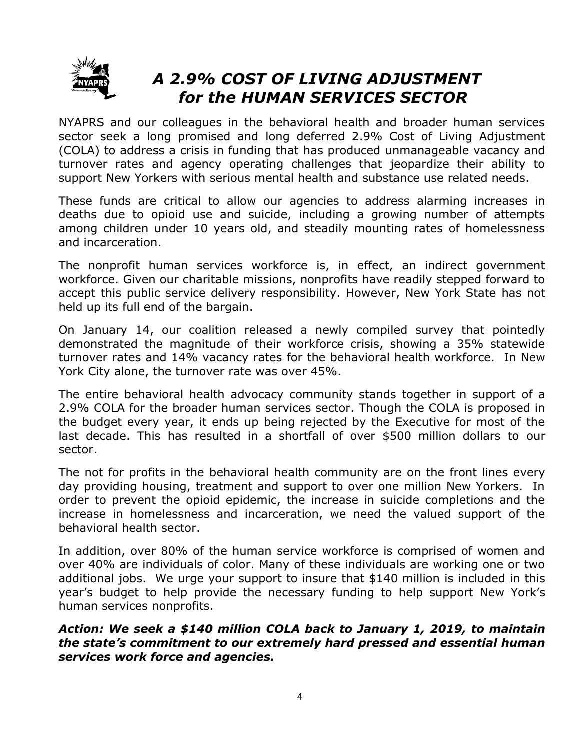# *A 2.9% COST OF LIVING ADJUSTMENT for the HUMAN SERVICES SECTOR*

NYAPRS and our colleagues in the behavioral health and broader human services sector seek a long promised and long deferred 2.9% Cost of Living Adjustment (COLA) to address a crisis in funding that has produced unmanageable vacancy and turnover rates and agency operating challenges that jeopardize their ability to support New Yorkers with serious mental health and substance use related needs.

These funds are critical to allow our agencies to address alarming increases in deaths due to opioid use and suicide, including a growing number of attempts among children under 10 years old, and steadily mounting rates of homelessness and incarceration.

The nonprofit human services workforce is, in effect, an indirect government workforce. Given our charitable missions, nonprofits have readily stepped forward to accept this public service delivery responsibility. However, New York State has not held up its full end of the bargain.

On January 14, our coalition released a newly compiled survey that pointedly demonstrated the magnitude of their workforce crisis, showing a 35% statewide turnover rates and 14% vacancy rates for the behavioral health workforce. In New York City alone, the turnover rate was over 45%.

The entire behavioral health advocacy community stands together in support of a 2.9% COLA for the broader human services sector. Though the COLA is proposed in the budget every year, it ends up being rejected by the Executive for most of the last decade. This has resulted in a shortfall of over $500 million dollars to our sector.

The not for profits in the behavioral health community are on the front lines every day providing housing, treatment and support to over one million New Yorkers. In order to prevent the opioid epidemic, the increase in suicide completions and the increase in homelessness and incarceration, we need the valued support of the behavioral health sector.

In addition, over 80% of the human service workforce is comprised of women and over 40% are individuals of color. Many of these individuals are working one or two additional jobs. We urge your support to insure that $140 million is included in this year's budget to help provide the necessary funding to help support New York's human services nonprofits.

***Action: We seek a $140 million COLA back to January 1, 2019, to maintain the state's commitment to our extremely hard pressed and essential human services work force and agencies.***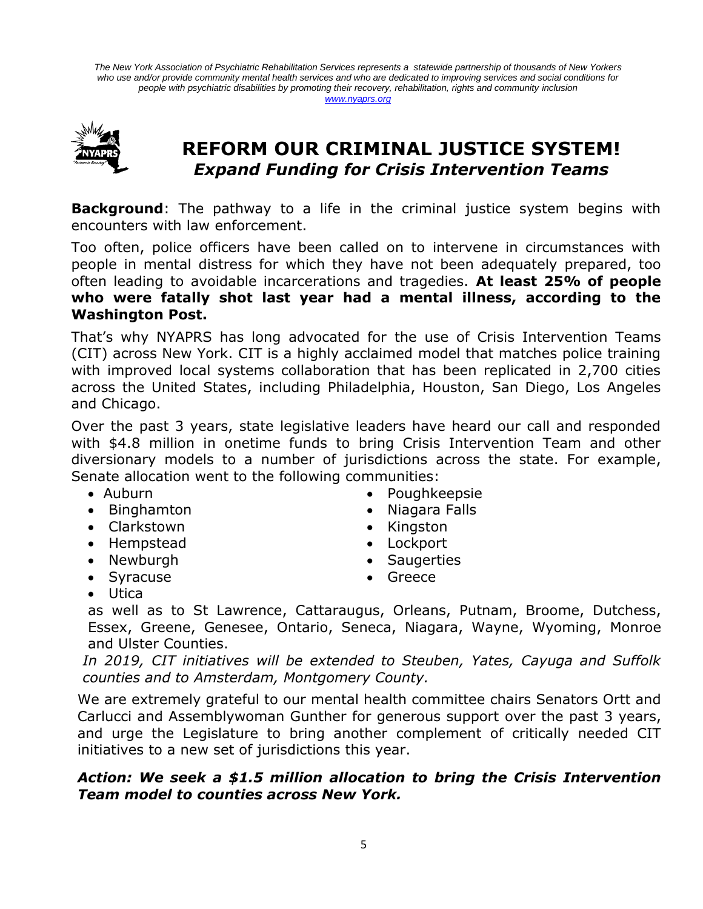*The New York Association of Psychiatric Rehabilitation Services represents a statewide partnership of thousands of New Yorkers who use and/or provide community mental health services and who are dedicated to improving services and social conditions for people with psychiatric disabilities by promoting their recovery, rehabilitation, rights and community inclusion*
*www.nyaprs.org*

# REFORM OUR CRIMINAL JUSTICE SYSTEM!
## *Expand Funding for Crisis Intervention Teams*

**Background**: The pathway to a life in the criminal justice system begins with encounters with law enforcement.

Too often, police officers have been called on to intervene in circumstances with people in mental distress for which they have not been adequately prepared, too often leading to avoidable incarcerations and tragedies. **At least 25% of people who were fatally shot last year had a mental illness, according to the Washington Post.**

That's why NYAPRS has long advocated for the use of Crisis Intervention Teams (CIT) across New York. CIT is a highly acclaimed model that matches police training with improved local systems collaboration that has been replicated in 2,700 cities across the United States, including Philadelphia, Houston, San Diego, Los Angeles and Chicago.

Over the past 3 years, state legislative leaders have heard our call and responded with $4.8 million in onetime funds to bring Crisis Intervention Team and other diversionary models to a number of jurisdictions across the state. For example, Senate allocation went to the following communities:

- Auburn
- Binghamton
- Clarkstown
- Hempstead
- Newburgh
- Syracuse
- Utica
- Poughkeepsie
- Niagara Falls
- Kingston
- Lockport
- Saugerties
- Greece

as well as to St Lawrence, Cattaraugus, Orleans, Putnam, Broome, Dutchess, Essex, Greene, Genesee, Ontario, Seneca, Niagara, Wayne, Wyoming, Monroe and Ulster Counties.

*In 2019, CIT initiatives will be extended to Steuben, Yates, Cayuga and Suffolk counties and to Amsterdam, Montgomery County.*

We are extremely grateful to our mental health committee chairs Senators Ortt and Carlucci and Assemblywoman Gunther for generous support over the past 3 years, and urge the Legislature to bring another complement of critically needed CIT initiatives to a new set of jurisdictions this year.

***Action: We seek a $1.5 million allocation to bring the Crisis Intervention Team model to counties across New York.***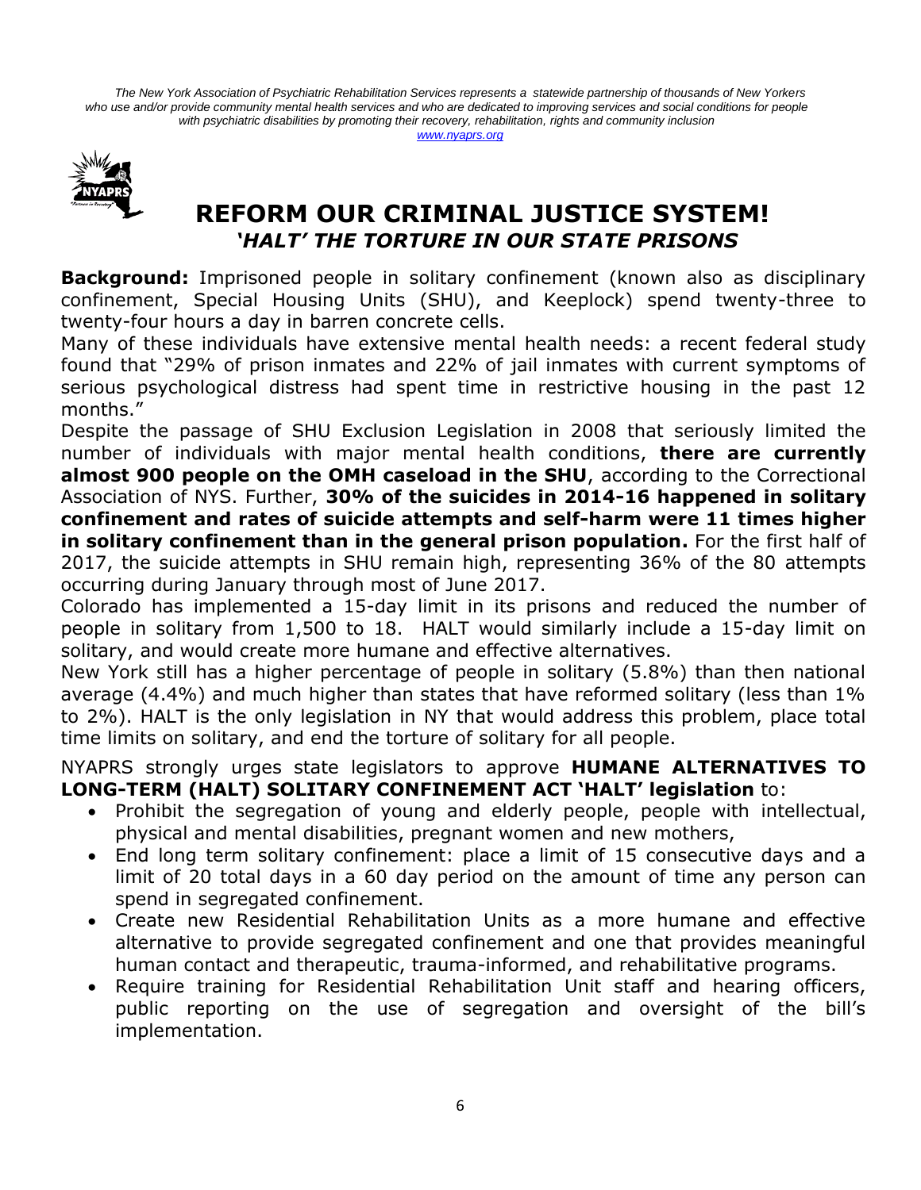*The New York Association of Psychiatric Rehabilitation Services represents a statewide partnership of thousands of New Yorkers who use and/or provide community mental health services and who are dedicated to improving services and social conditions for people with psychiatric disabilities by promoting their recovery, rehabilitation, rights and community inclusion*
*www.nyaprs.org*

# REFORM OUR CRIMINAL JUSTICE SYSTEM!
## *'HALT' THE TORTURE IN OUR STATE PRISONS*

**Background:** Imprisoned people in solitary confinement (known also as disciplinary confinement, Special Housing Units (SHU), and Keeplock) spend twenty-three to twenty-four hours a day in barren concrete cells.

Many of these individuals have extensive mental health needs: a recent federal study found that "29% of prison inmates and 22% of jail inmates with current symptoms of serious psychological distress had spent time in restrictive housing in the past 12 months."

Despite the passage of SHU Exclusion Legislation in 2008 that seriously limited the number of individuals with major mental health conditions, **there are currently almost 900 people on the OMH caseload in the SHU**, according to the Correctional Association of NYS. Further, **30% of the suicides in 2014-16 happened in solitary confinement and rates of suicide attempts and self-harm were 11 times higher in solitary confinement than in the general prison population.** For the first half of 2017, the suicide attempts in SHU remain high, representing 36% of the 80 attempts occurring during January through most of June 2017.

Colorado has implemented a 15-day limit in its prisons and reduced the number of people in solitary from 1,500 to 18. HALT would similarly include a 15-day limit on solitary, and would create more humane and effective alternatives.

New York still has a higher percentage of people in solitary (5.8%) than then national average (4.4%) and much higher than states that have reformed solitary (less than 1% to 2%). HALT is the only legislation in NY that would address this problem, place total time limits on solitary, and end the torture of solitary for all people.

NYAPRS strongly urges state legislators to approve **HUMANE ALTERNATIVES TO LONG-TERM (HALT) SOLITARY CONFINEMENT ACT 'HALT' legislation** to:

- Prohibit the segregation of young and elderly people, people with intellectual, physical and mental disabilities, pregnant women and new mothers,
- End long term solitary confinement: place a limit of 15 consecutive days and a limit of 20 total days in a 60 day period on the amount of time any person can spend in segregated confinement.
- Create new Residential Rehabilitation Units as a more humane and effective alternative to provide segregated confinement and one that provides meaningful human contact and therapeutic, trauma-informed, and rehabilitative programs.
- Require training for Residential Rehabilitation Unit staff and hearing officers, public reporting on the use of segregation and oversight of the bill's implementation.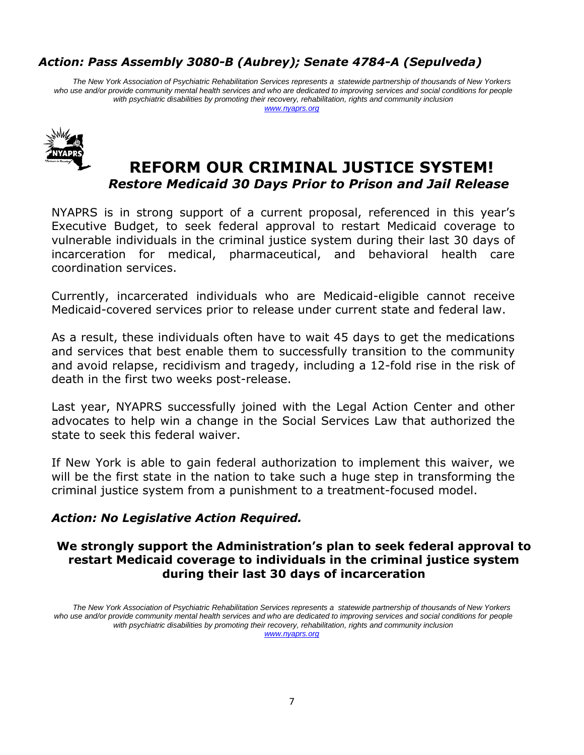*Action: Pass Assembly 3080-B (Aubrey); Senate 4784-A (Sepulveda)*

*The New York Association of Psychiatric Rehabilitation Services represents a statewide partnership of thousands of New Yorkers who use and/or provide community mental health services and who are dedicated to improving services and social conditions for people with psychiatric disabilities by promoting their recovery, rehabilitation, rights and community inclusion*
*www.nyaprs.org*

# REFORM OUR CRIMINAL JUSTICE SYSTEM!

## *Restore Medicaid 30 Days Prior to Prison and Jail Release*

NYAPRS is in strong support of a current proposal, referenced in this year's Executive Budget, to seek federal approval to restart Medicaid coverage to vulnerable individuals in the criminal justice system during their last 30 days of incarceration for medical, pharmaceutical, and behavioral health care coordination services.

Currently, incarcerated individuals who are Medicaid-eligible cannot receive Medicaid-covered services prior to release under current state and federal law.

As a result, these individuals often have to wait 45 days to get the medications and services that best enable them to successfully transition to the community and avoid relapse, recidivism and tragedy, including a 12-fold rise in the risk of death in the first two weeks post-release.

Last year, NYAPRS successfully joined with the Legal Action Center and other advocates to help win a change in the Social Services Law that authorized the state to seek this federal waiver.

If New York is able to gain federal authorization to implement this waiver, we will be the first state in the nation to take such a huge step in transforming the criminal justice system from a punishment to a treatment-focused model.

***Action: No Legislative Action Required.***

**We strongly support the Administration's plan to seek federal approval to restart Medicaid coverage to individuals in the criminal justice system during their last 30 days of incarceration**

*The New York Association of Psychiatric Rehabilitation Services represents a statewide partnership of thousands of New Yorkers who use and/or provide community mental health services and who are dedicated to improving services and social conditions for people with psychiatric disabilities by promoting their recovery, rehabilitation, rights and community inclusion*
*www.nyaprs.org*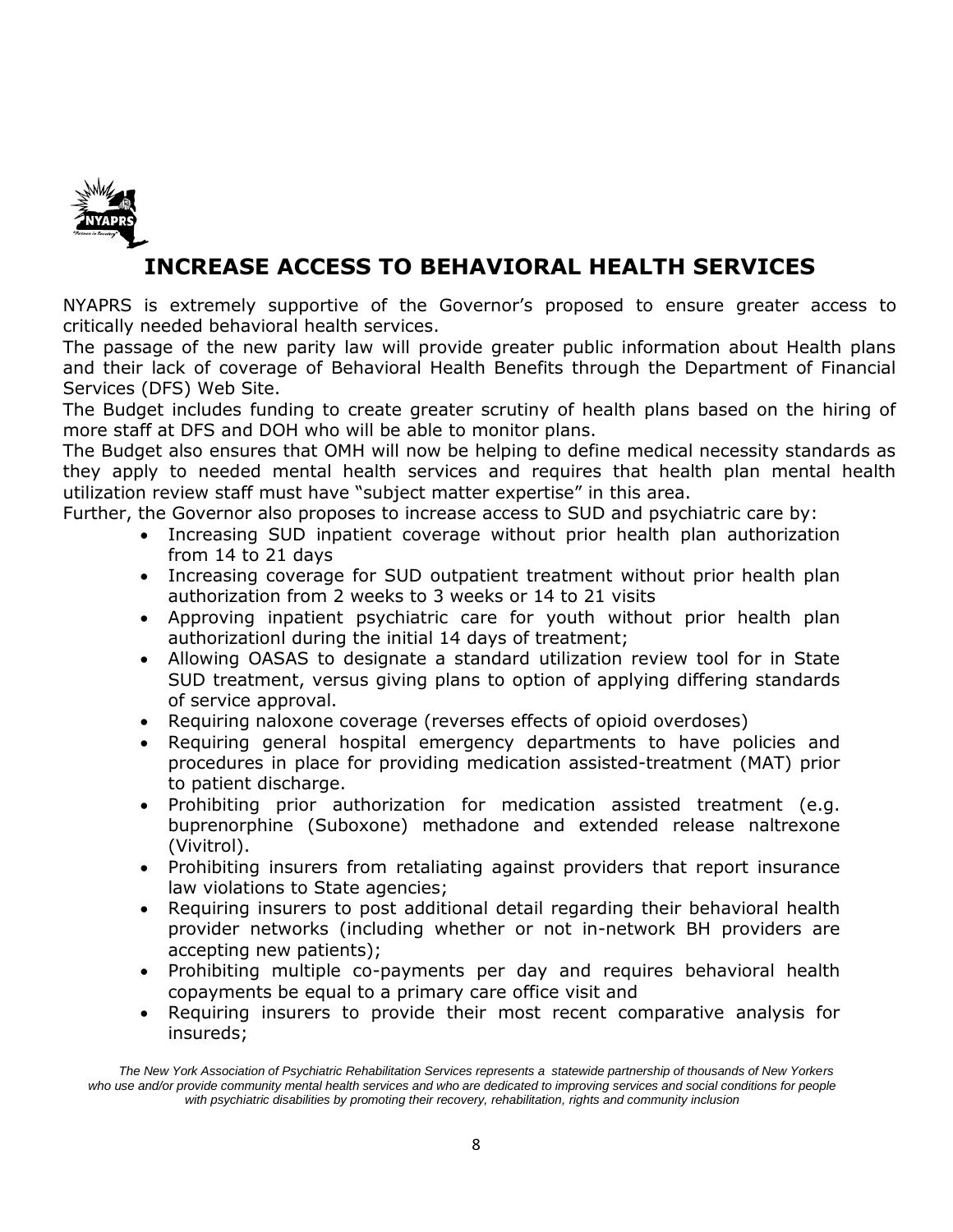# INCREASE ACCESS TO BEHAVIORAL HEALTH SERVICES

NYAPRS is extremely supportive of the Governor's proposed to ensure greater access to critically needed behavioral health services.

The passage of the new parity law will provide greater public information about Health plans and their lack of coverage of Behavioral Health Benefits through the Department of Financial Services (DFS) Web Site.

The Budget includes funding to create greater scrutiny of health plans based on the hiring of more staff at DFS and DOH who will be able to monitor plans.

The Budget also ensures that OMH will now be helping to define medical necessity standards as they apply to needed mental health services and requires that health plan mental health utilization review staff must have "subject matter expertise" in this area.

Further, the Governor also proposes to increase access to SUD and psychiatric care by:

- Increasing SUD inpatient coverage without prior health plan authorization from 14 to 21 days
- Increasing coverage for SUD outpatient treatment without prior health plan authorization from 2 weeks to 3 weeks or 14 to 21 visits
- Approving inpatient psychiatric care for youth without prior health plan authorizationl during the initial 14 days of treatment;
- Allowing OASAS to designate a standard utilization review tool for in State SUD treatment, versus giving plans to option of applying differing standards of service approval.
- Requiring naloxone coverage (reverses effects of opioid overdoses)
- Requiring general hospital emergency departments to have policies and procedures in place for providing medication assisted-treatment (MAT) prior to patient discharge.
- Prohibiting prior authorization for medication assisted treatment (e.g. buprenorphine (Suboxone) methadone and extended release naltrexone (Vivitrol).
- Prohibiting insurers from retaliating against providers that report insurance law violations to State agencies;
- Requiring insurers to post additional detail regarding their behavioral health provider networks (including whether or not in-network BH providers are accepting new patients);
- Prohibiting multiple co-payments per day and requires behavioral health copayments be equal to a primary care office visit and
- Requiring insurers to provide their most recent comparative analysis for insureds;

*The New York Association of Psychiatric Rehabilitation Services represents a statewide partnership of thousands of New Yorkers who use and/or provide community mental health services and who are dedicated to improving services and social conditions for people with psychiatric disabilities by promoting their recovery, rehabilitation, rights and community inclusion*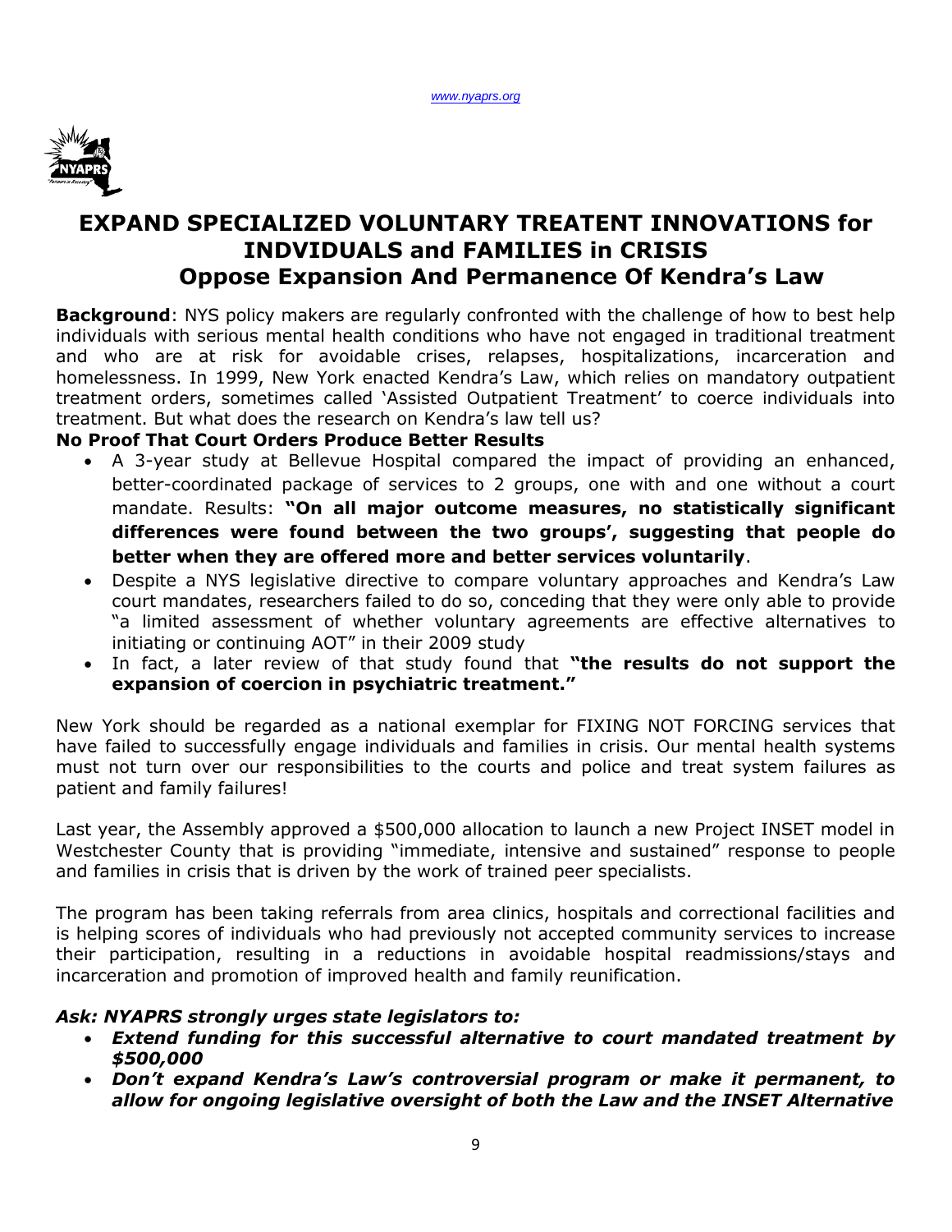www.nyaprs.org

# EXPAND SPECIALIZED VOLUNTARY TREATENT INNOVATIONS for INDVIDUALS and FAMILIES in CRISIS
## Oppose Expansion And Permanence Of Kendra's Law

**Background**: NYS policy makers are regularly confronted with the challenge of how to best help individuals with serious mental health conditions who have not engaged in traditional treatment and who are at risk for avoidable crises, relapses, hospitalizations, incarceration and homelessness. In 1999, New York enacted Kendra's Law, which relies on mandatory outpatient treatment orders, sometimes called 'Assisted Outpatient Treatment' to coerce individuals into treatment. But what does the research on Kendra's law tell us?

**No Proof That Court Orders Produce Better Results**

- A 3-year study at Bellevue Hospital compared the impact of providing an enhanced, better-coordinated package of services to 2 groups, one with and one without a court mandate. Results: **"On all major outcome measures, no statistically significant differences were found between the two groups', suggesting that people do better when they are offered more and better services voluntarily**.
- Despite a NYS legislative directive to compare voluntary approaches and Kendra's Law court mandates, researchers failed to do so, conceding that they were only able to provide "a limited assessment of whether voluntary agreements are effective alternatives to initiating or continuing AOT" in their 2009 study
- In fact, a later review of that study found that **"the results do not support the expansion of coercion in psychiatric treatment."**

New York should be regarded as a national exemplar for FIXING NOT FORCING services that have failed to successfully engage individuals and families in crisis. Our mental health systems must not turn over our responsibilities to the courts and police and treat system failures as patient and family failures!

Last year, the Assembly approved a $500,000 allocation to launch a new Project INSET model in Westchester County that is providing "immediate, intensive and sustained" response to people and families in crisis that is driven by the work of trained peer specialists.

The program has been taking referrals from area clinics, hospitals and correctional facilities and is helping scores of individuals who had previously not accepted community services to increase their participation, resulting in a reductions in avoidable hospital readmissions/stays and incarceration and promotion of improved health and family reunification.

***Ask: NYAPRS strongly urges state legislators to:***

- ***Extend funding for this successful alternative to court mandated treatment by $500,000***
- ***Don't expand Kendra's Law's controversial program or make it permanent, to allow for ongoing legislative oversight of both the Law and the INSET Alternative***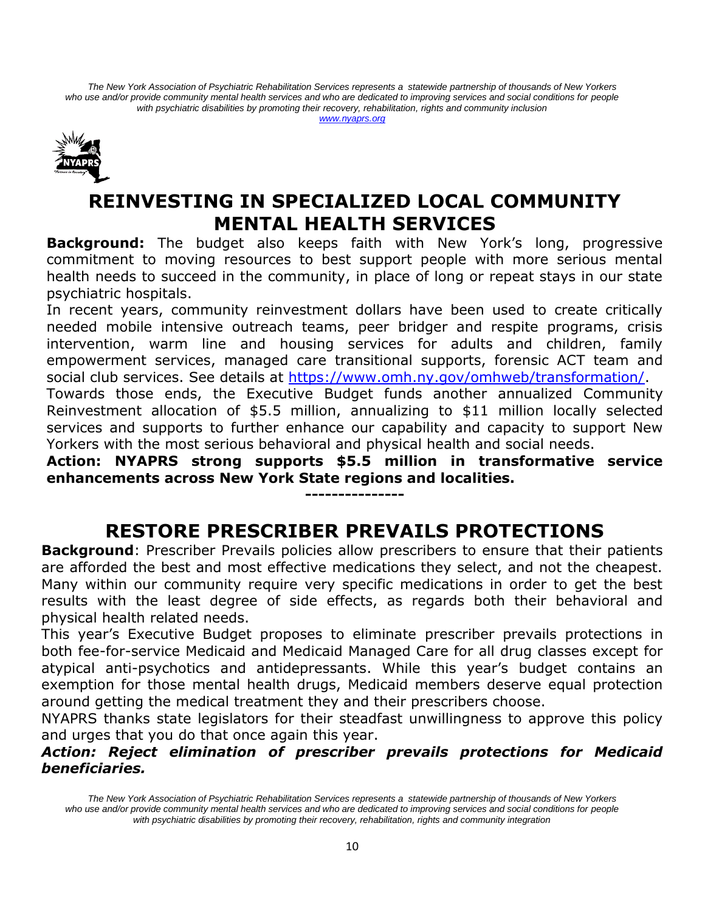# REINVESTING IN SPECIALIZED LOCAL COMMUNITY MENTAL HEALTH SERVICES

**Background:** The budget also keeps faith with New York's long, progressive commitment to moving resources to best support people with more serious mental health needs to succeed in the community, in place of long or repeat stays in our state psychiatric hospitals.

In recent years, community reinvestment dollars have been used to create critically needed mobile intensive outreach teams, peer bridger and respite programs, crisis intervention, warm line and housing services for adults and children, family empowerment services, managed care transitional supports, forensic ACT team and social club services. See details at https://www.omh.ny.gov/omhweb/transformation/.

Towards those ends, the Executive Budget funds another annualized Community Reinvestment allocation of $5.5 million, annualizing to $11 million locally selected services and supports to further enhance our capability and capacity to support New Yorkers with the most serious behavioral and physical health and social needs.

**Action: NYAPRS strong supports $5.5 million in transformative service enhancements across New York State regions and localities.**

---------------

# RESTORE PRESCRIBER PREVAILS PROTECTIONS

**Background**: Prescriber Prevails policies allow prescribers to ensure that their patients are afforded the best and most effective medications they select, and not the cheapest. Many within our community require very specific medications in order to get the best results with the least degree of side effects, as regards both their behavioral and physical health related needs.

This year's Executive Budget proposes to eliminate prescriber prevails protections in both fee-for-service Medicaid and Medicaid Managed Care for all drug classes except for atypical anti-psychotics and antidepressants. While this year's budget contains an exemption for those mental health drugs, Medicaid members deserve equal protection around getting the medical treatment they and their prescribers choose.

NYAPRS thanks state legislators for their steadfast unwillingness to approve this policy and urges that you do that once again this year.

***Action: Reject elimination of prescriber prevails protections for Medicaid beneficiaries.***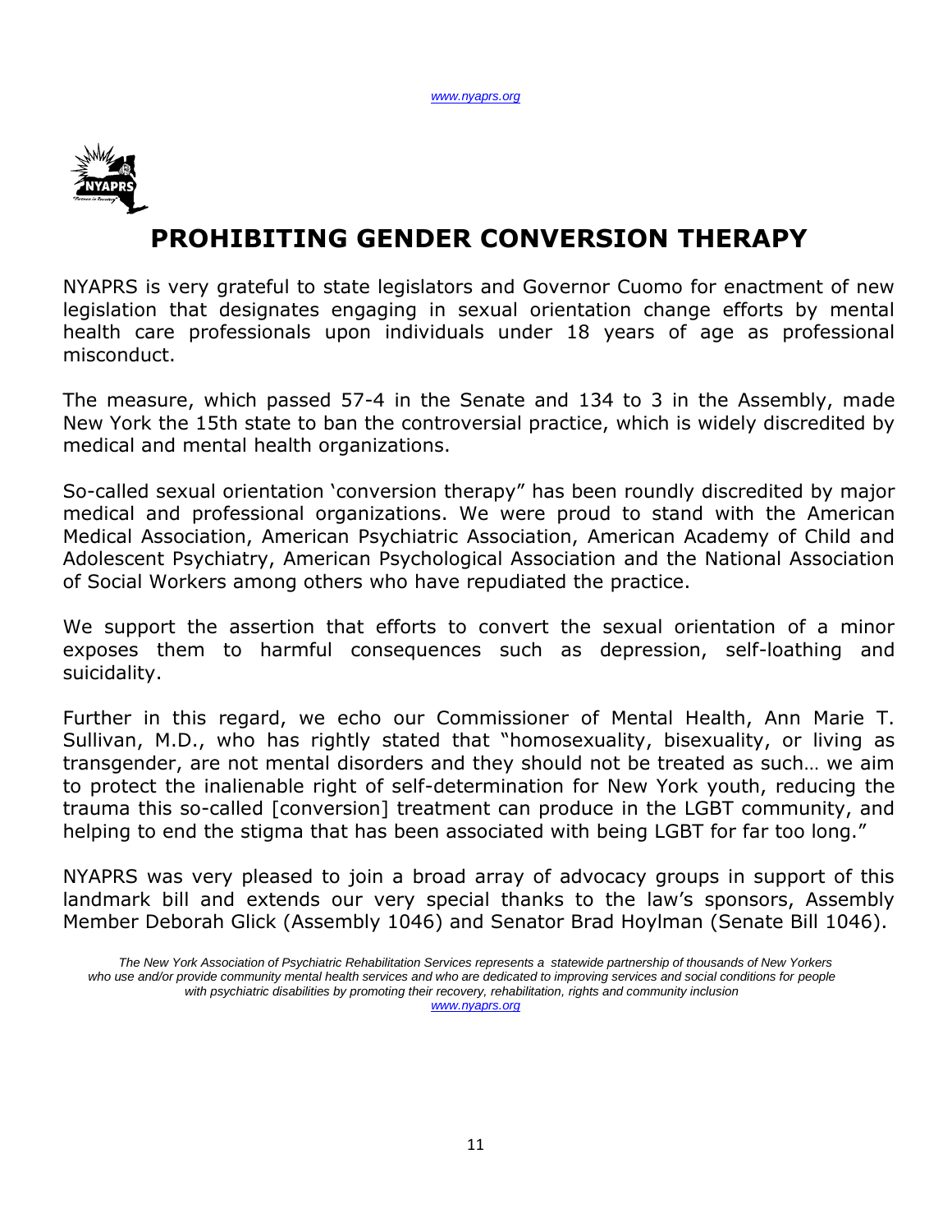# PROHIBITING GENDER CONVERSION THERAPY

NYAPRS is very grateful to state legislators and Governor Cuomo for enactment of new legislation that designates engaging in sexual orientation change efforts by mental health care professionals upon individuals under 18 years of age as professional misconduct.

The measure, which passed 57-4 in the Senate and 134 to 3 in the Assembly, made New York the 15th state to ban the controversial practice, which is widely discredited by medical and mental health organizations.

So-called sexual orientation 'conversion therapy" has been roundly discredited by major medical and professional organizations. We were proud to stand with the American Medical Association, American Psychiatric Association, American Academy of Child and Adolescent Psychiatry, American Psychological Association and the National Association of Social Workers among others who have repudiated the practice.

We support the assertion that efforts to convert the sexual orientation of a minor exposes them to harmful consequences such as depression, self-loathing and suicidality.

Further in this regard, we echo our Commissioner of Mental Health, Ann Marie T. Sullivan, M.D., who has rightly stated that "homosexuality, bisexuality, or living as transgender, are not mental disorders and they should not be treated as such… we aim to protect the inalienable right of self-determination for New York youth, reducing the trauma this so-called [conversion] treatment can produce in the LGBT community, and helping to end the stigma that has been associated with being LGBT for far too long."

NYAPRS was very pleased to join a broad array of advocacy groups in support of this landmark bill and extends our very special thanks to the law's sponsors, Assembly Member Deborah Glick (Assembly 1046) and Senator Brad Hoylman (Senate Bill 1046).

*The New York Association of Psychiatric Rehabilitation Services represents a statewide partnership of thousands of New Yorkers who use and/or provide community mental health services and who are dedicated to improving services and social conditions for people with psychiatric disabilities by promoting their recovery, rehabilitation, rights and community inclusion*
*www.nyaprs.org*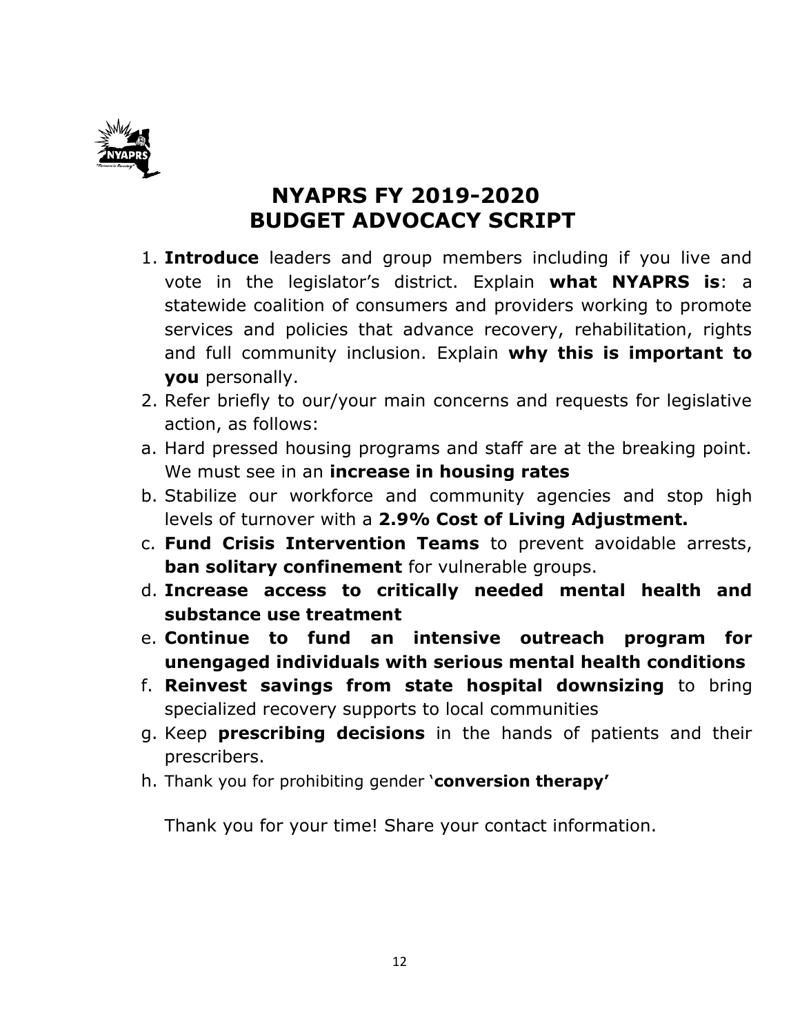# NYAPRS FY 2019-2020 BUDGET ADVOCACY SCRIPT

1. **Introduce** leaders and group members including if you live and vote in the legislator's district. Explain **what NYAPRS is**: a statewide coalition of consumers and providers working to promote services and policies that advance recovery, rehabilitation, rights and full community inclusion. Explain **why this is important to you** personally.
2. Refer briefly to our/your main concerns and requests for legislative action, as follows:

a. Hard pressed housing programs and staff are at the breaking point. We must see in an **increase in housing rates**

b. Stabilize our workforce and community agencies and stop high levels of turnover with a **2.9% Cost of Living Adjustment.**

c. **Fund Crisis Intervention Teams** to prevent avoidable arrests, **ban solitary confinement** for vulnerable groups.

d. **Increase access to critically needed mental health and substance use treatment**

e. **Continue to fund an intensive outreach program for unengaged individuals with serious mental health conditions**

f. **Reinvest savings from state hospital downsizing** to bring specialized recovery supports to local communities

g. Keep **prescribing decisions** in the hands of patients and their prescribers.

h. Thank you for prohibiting gender '**conversion therapy'**

Thank you for your time! Share your contact information.